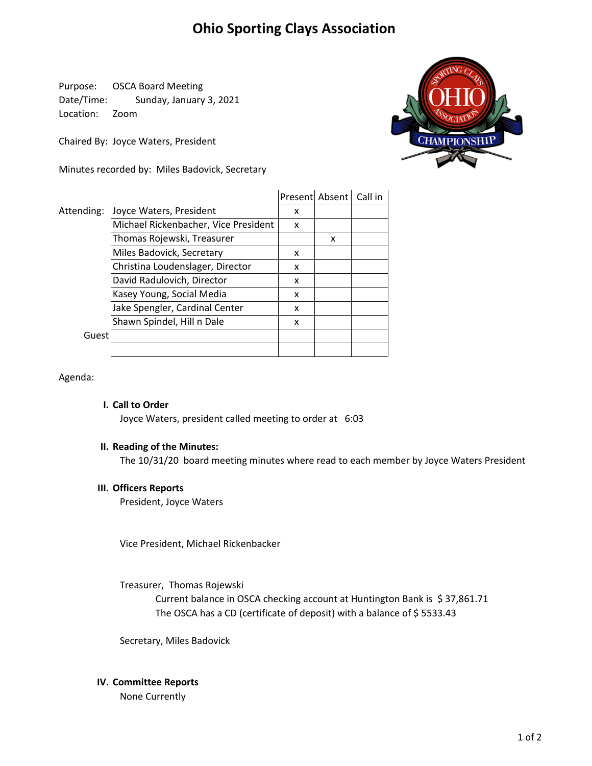# Ohio Sporting Clays Association

Purpose: OSCA Board Meeting
Date/Time: Sunday, January 3, 2021
Location: Zoom

Chaired By: Joyce Waters, President

Minutes recorded by: Miles Badovick, Secretary

| | | Present | Absent | Call in |
|---|---|---|---|---|
| Attending: | Joyce Waters, President | x | | |
| | Michael Rickenbacher, Vice President | x | | |
| | Thomas Rojewski, Treasurer | | x | |
| | Miles Badovick, Secretary | x | | |
| | Christina Loudenslager, Director | x | | |
| | David Radulovich, Director | x | | |
| | Kasey Young, Social Media | x | | |
| | Jake Spengler, Cardinal Center | x | | |
| | Shawn Spindel, Hill n Dale | x | | |
| Guest | | | | |
| | | | | |

Agenda:

**I. Call to Order**

Joyce Waters, president called meeting to order at 6:03

**II. Reading of the Minutes:**

The 10/31/20 board meeting minutes where read to each member by Joyce Waters President

**III. Officers Reports**

President, Joyce Waters

Vice President, Michael Rickenbacker

Treasurer, Thomas Rojewski

Current balance in OSCA checking account at Huntington Bank is $ 37,861.71

The OSCA has a CD (certificate of deposit) with a balance of $ 5533.43

Secretary, Miles Badovick

**IV. Committee Reports**

None Currently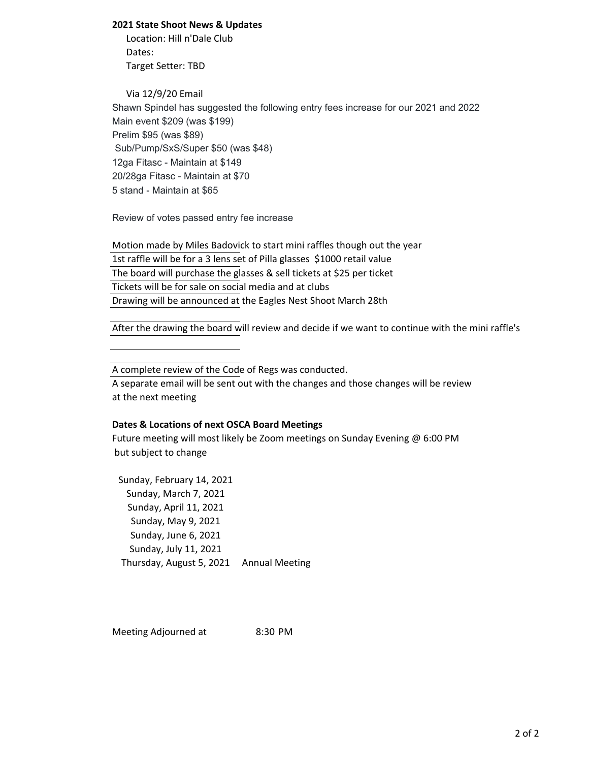**2021 State Shoot News & Updates**

Location: Hill n'Dale Club

Dates:

Target Setter: TBD

Via 12/9/20 Email

Shawn Spindel has suggested the following entry fees increase for our 2021 and 2022

Main event $209 (was $199)

Prelim $95 (was $89)

Sub/Pump/SxS/Super $50 (was $48)

12ga Fitasc - Maintain at $149

20/28ga Fitasc - Maintain at $70

5 stand - Maintain at $65

Review of votes passed entry fee increase

Motion made by Miles Badovick to start mini raffles though out the year

1st raffle will be for a 3 lens set of Pilla glasses $1000 retail value

The board will purchase the glasses & sell tickets at $25 per ticket

Tickets will be for sale on social media and at clubs

Drawing will be announced at the Eagles Nest Shoot March 28th

After the drawing the board will review and decide if we want to continue with the mini raffle's

A complete review of the Code of Regs was conducted.

A separate email will be sent out with the changes and those changes will be review at the next meeting

**Dates & Locations of next OSCA Board Meetings**

Future meeting will most likely be Zoom meetings on Sunday Evening @ 6:00 PM but subject to change

Sunday, February 14, 2021

Sunday, March 7, 2021

Sunday, April 11, 2021

Sunday, May 9, 2021

Sunday, June 6, 2021

Sunday, July 11, 2021

Thursday, August 5, 2021 Annual Meeting

Meeting Adjourned at 8:30 PM